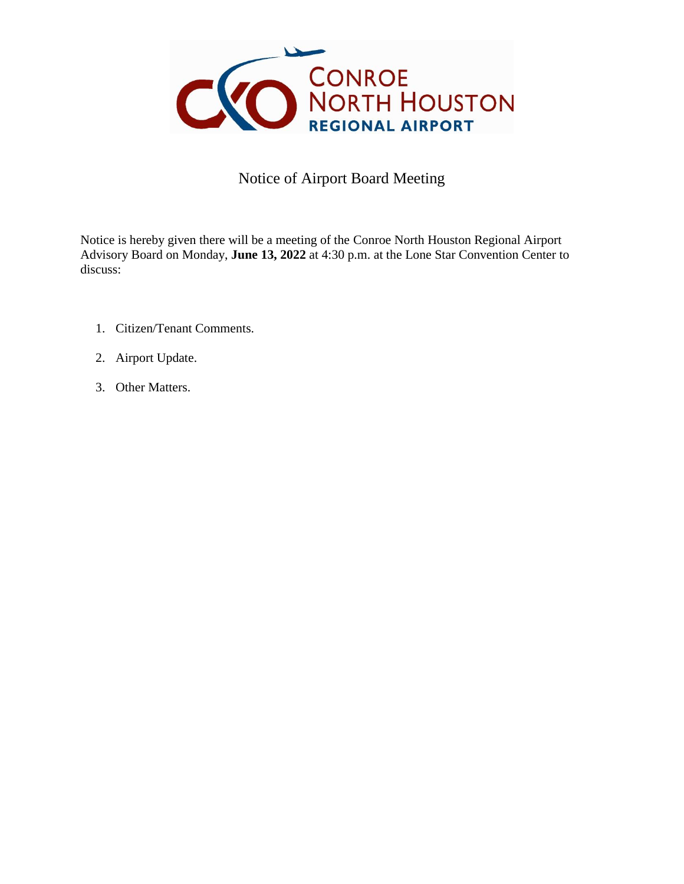CONROE NORTH HOUSTON REGIONAL AIRPORT

# Notice of Airport Board Meeting

Notice is hereby given there will be a meeting of the Conroe North Houston Regional Airport Advisory Board on Monday, **June 13, 2022** at 4:30 p.m. at the Lone Star Convention Center to discuss:

1. Citizen/Tenant Comments.
2. Airport Update.
3. Other Matters.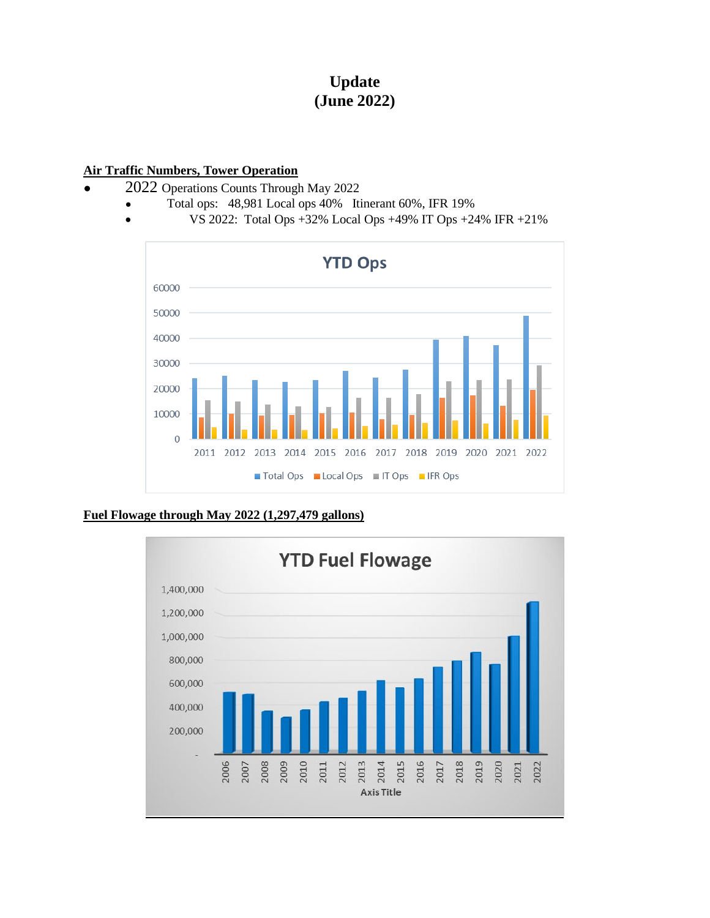# Update
# (June 2022)

**Air Traffic Numbers, Tower Operation**

- 2022 Operations Counts Through May 2022
  - Total ops: 48,981 Local ops 40% Itinerant 60%, IFR 19%
  - VS 2022: Total Ops +32% Local Ops +49% IT Ops +24% IFR +21%

**Fuel Flowage through May 2022 (1,297,479 gallons)**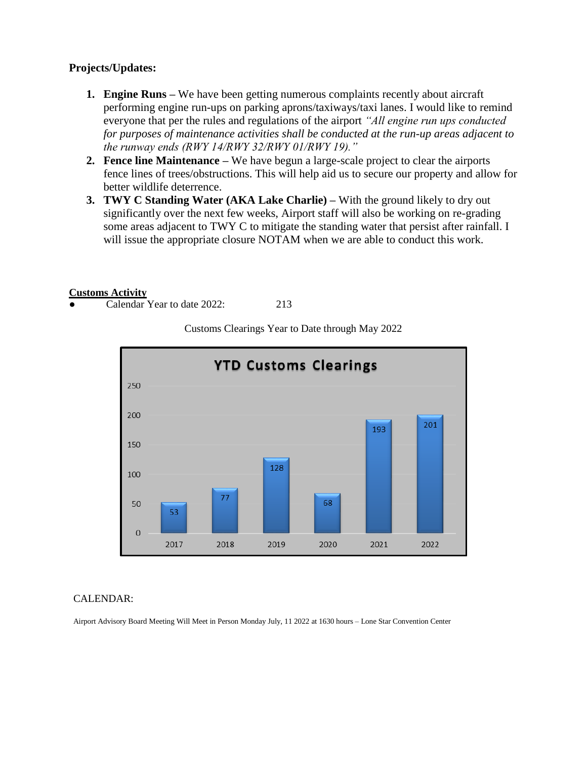**Projects/Updates:**

1. **Engine Runs –** We have been getting numerous complaints recently about aircraft performing engine run-ups on parking aprons/taxiways/taxi lanes. I would like to remind everyone that per the rules and regulations of the airport *"All engine run ups conducted for purposes of maintenance activities shall be conducted at the run-up areas adjacent to the runway ends (RWY 14/RWY 32/RWY 01/RWY 19)."*
2. **Fence line Maintenance –** We have begun a large-scale project to clear the airports fence lines of trees/obstructions. This will help aid us to secure our property and allow for better wildlife deterrence.
3. **TWY C Standing Water (AKA Lake Charlie) –** With the ground likely to dry out significantly over the next few weeks, Airport staff will also be working on re-grading some areas adjacent to TWY C to mitigate the standing water that persist after rainfall. I will issue the appropriate closure NOTAM when we are able to conduct this work.

**Customs Activity**

- Calendar Year to date 2022: 213

Customs Clearings Year to Date through May 2022

YTD Customs Clearings

250
200
150
100
50
0

53
77
128
68
193
201

2017
2018
2019
2020
2021
2022

CALENDAR:

Airport Advisory Board Meeting Will Meet in Person Monday July, 11 2022 at 1630 hours – Lone Star Convention Center